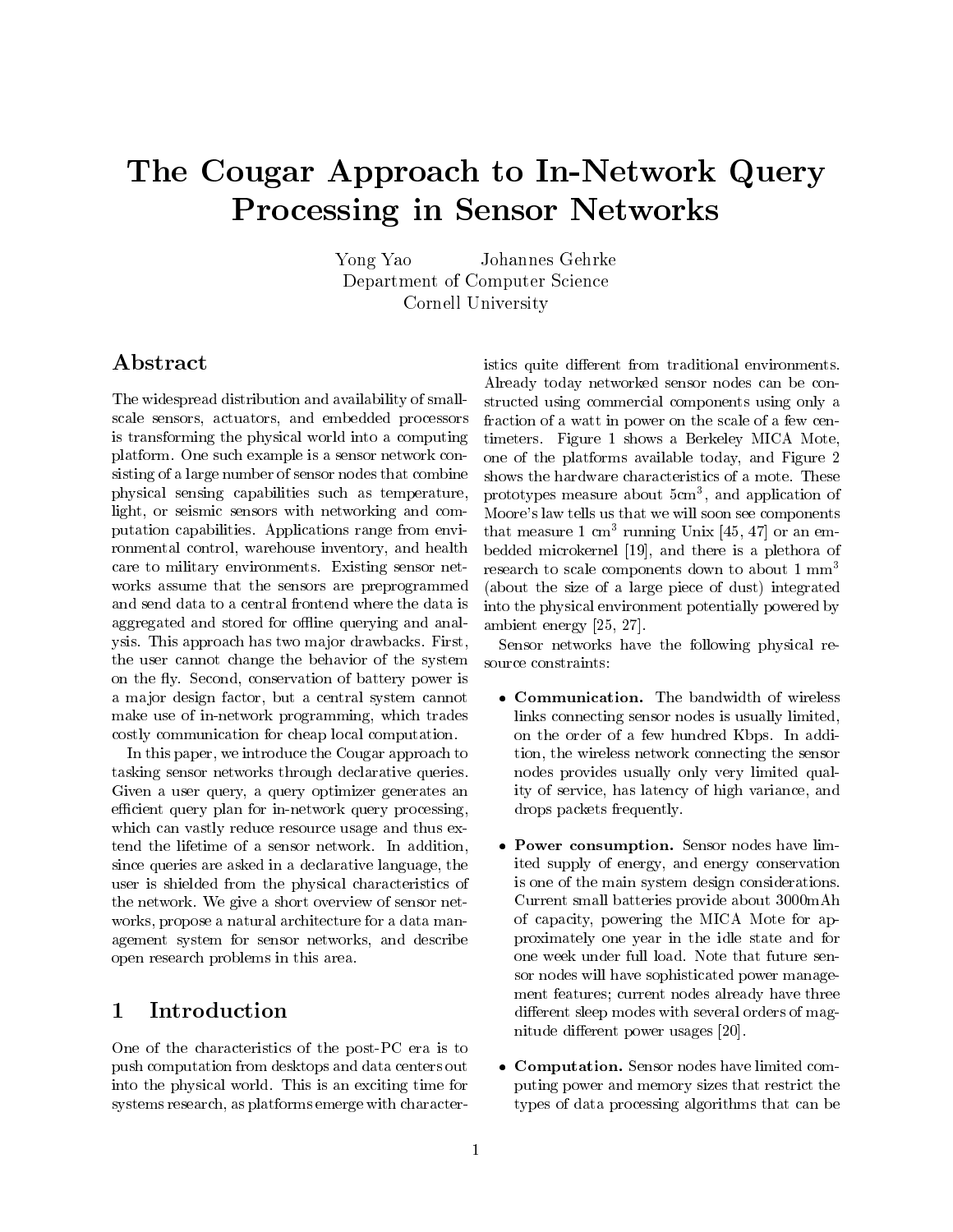# The Cougar Approach to In-Network Query Processing in Sensor Networks

Yong Yao Johannes Gehrke
Department of Computer Science
Cornell University

## Abstract

The widespread distribution and availability of small-scale sensors, actuators, and embedded processors is transforming the physical world into a computing platform. One such example is a sensor network consisting of a large number of sensor nodes that combine physical sensing capabilities such as temperature, light, or seismic sensors with networking and computation capabilities. Applications range from environmental control, warehouse inventory, and health care to military environments. Existing sensor networks assume that the sensors are preprogrammed and send data to a central frontend where the data is aggregated and stored for offline querying and analysis. This approach has two major drawbacks. First, the user cannot change the behavior of the system on the fly. Second, conservation of battery power is a major design factor, but a central system cannot make use of in-network programming, which trades costly communication for cheap local computation.

In this paper, we introduce the Cougar approach to tasking sensor networks through declarative queries. Given a user query, a query optimizer generates an efficient query plan for in-network query processing, which can vastly reduce resource usage and thus extend the lifetime of a sensor network. In addition, since queries are asked in a declarative language, the user is shielded from the physical characteristics of the network. We give a short overview of sensor networks, propose a natural architecture for a data management system for sensor networks, and describe open research problems in this area.

## 1 Introduction

One of the characteristics of the post-PC era is to push computation from desktops and data centers out into the physical world. This is an exciting time for systems research, as platforms emerge with characteristics quite different from traditional environments. Already today networked sensor nodes can be constructed using commercial components using only a fraction of a watt in power on the scale of a few centimeters. Figure 1 shows a Berkeley MICA Mote, one of the platforms available today, and Figure 2 shows the hardware characteristics of a mote. These prototypes measure about 5cm$^3$, and application of Moore's law tells us that we will soon see components that measure 1 cm$^3$ running Unix [45, 47] or an embedded microkernel [19], and there is a plethora of research to scale components down to about 1 mm$^3$ (about the size of a large piece of dust) integrated into the physical environment potentially powered by ambient energy [25, 27].

Sensor networks have the following physical resource constraints:

- **Communication.** The bandwidth of wireless links connecting sensor nodes is usually limited, on the order of a few hundred Kbps. In addition, the wireless network connecting the sensor nodes provides usually only very limited quality of service, has latency of high variance, and drops packets frequently.

- **Power consumption.** Sensor nodes have limited supply of energy, and energy conservation is one of the main system design considerations. Current small batteries provide about 3000mAh of capacity, powering the MICA Mote for approximately one year in the idle state and for one week under full load. Note that future sensor nodes will have sophisticated power management features; current nodes already have three different sleep modes with several orders of magnitude different power usages [20].

- **Computation.** Sensor nodes have limited computing power and memory sizes that restrict the types of data processing algorithms that can be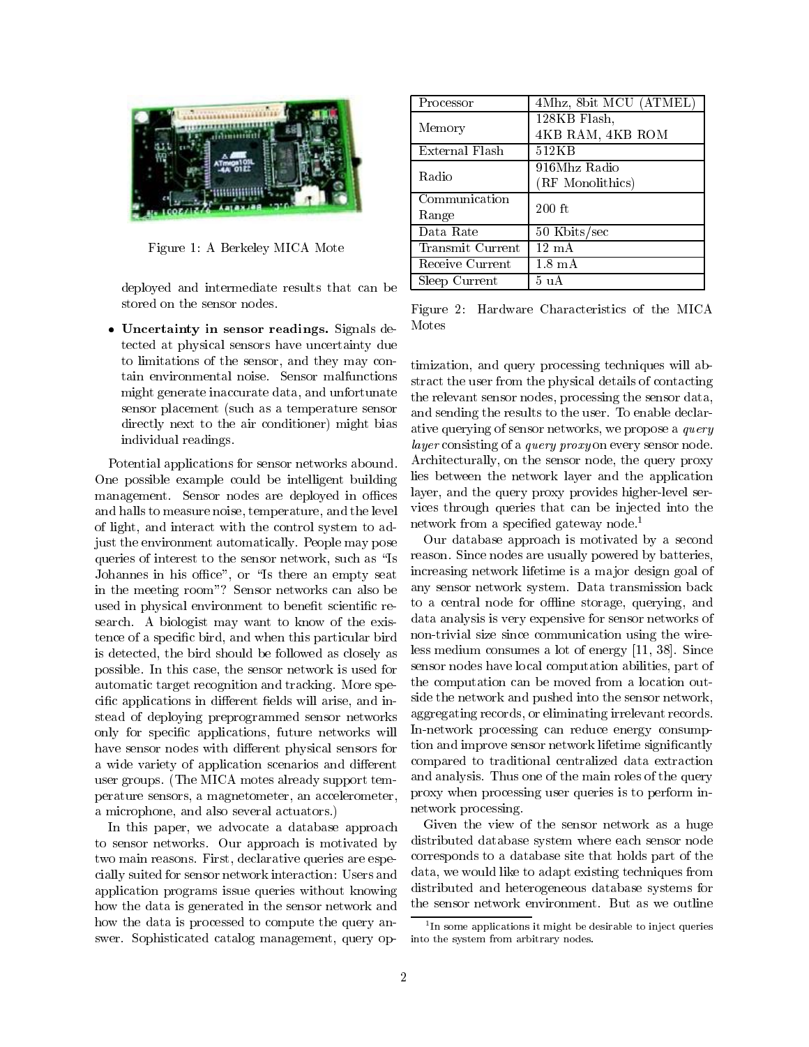Figure 1: A Berkeley MICA Mote

deployed and intermediate results that can be stored on the sensor nodes.

- **Uncertainty in sensor readings.** Signals detected at physical sensors have uncertainty due to limitations of the sensor, and they may contain environmental noise. Sensor malfunctions might generate inaccurate data, and unfortunate sensor placement (such as a temperature sensor directly next to the air conditioner) might bias individual readings.

Potential applications for sensor networks abound. One possible example could be intelligent building management. Sensor nodes are deployed in offices and halls to measure noise, temperature, and the level of light, and interact with the control system to adjust the environment automatically. People may pose queries of interest to the sensor network, such as "Is Johannes in his office", or "Is there an empty seat in the meeting room"? Sensor networks can also be used in physical environment to benefit scientific research. A biologist may want to know of the existence of a specific bird, and when this particular bird is detected, the bird should be followed as closely as possible. In this case, the sensor network is used for automatic target recognition and tracking. More specific applications in different fields will arise, and instead of deploying preprogrammed sensor networks only for specific applications, future networks will have sensor nodes with different physical sensors for a wide variety of application scenarios and different user groups. (The MICA motes already support temperature sensors, a magnetometer, an accelerometer, a microphone, and also several actuators.)

In this paper, we advocate a database approach to sensor networks. Our approach is motivated by two main reasons. First, declarative queries are especially suited for sensor network interaction: Users and application programs issue queries without knowing how the data is generated in the sensor network and how the data is processed to compute the query answer. Sophisticated catalog management, query optimization, and query processing techniques will abstract the user from the physical details of contacting the relevant sensor nodes, processing the sensor data, and sending the results to the user. To enable declarative querying of sensor networks, we propose a *query layer* consisting of a *query proxy* on every sensor node. Architecturally, on the sensor node, the query proxy lies between the network layer and the application layer, and the query proxy provides higher-level services through queries that can be injected into the network from a specified gateway node.[1]

| | |
|---|---|
| Processor | 4Mhz, 8bit MCU (ATMEL) |
| Memory | 128KB Flash, 4KB RAM, 4KB ROM |
| External Flash | 512KB |
| Radio | 916Mhz Radio (RF Monolithics) |
| Communication Range | 200 ft |
| Data Rate | 50 Kbits/sec |
| Transmit Current | 12 mA |
| Receive Current | 1.8 mA |
| Sleep Current | 5 uA |

Figure 2: Hardware Characteristics of the MICA Motes

Our database approach is motivated by a second reason. Since nodes are usually powered by batteries, increasing network lifetime is a major design goal of any sensor network system. Data transmission back to a central node for offline storage, querying, and data analysis is very expensive for sensor networks of non-trivial size since communication using the wireless medium consumes a lot of energy [11, 38]. Since sensor nodes have local computation abilities, part of the computation can be moved from a location outside the network and pushed into the sensor network, aggregating records, or eliminating irrelevant records. In-network processing can reduce energy consumption and improve sensor network lifetime significantly compared to traditional centralized data extraction and analysis. Thus one of the main roles of the query proxy when processing user queries is to perform in-network processing.

Given the view of the sensor network as a huge distributed database system where each sensor node corresponds to a database site that holds part of the data, we would like to adapt existing techniques from distributed and heterogeneous database systems for the sensor network environment. But as we outline

[1] In some applications it might be desirable to inject queries into the system from arbitrary nodes.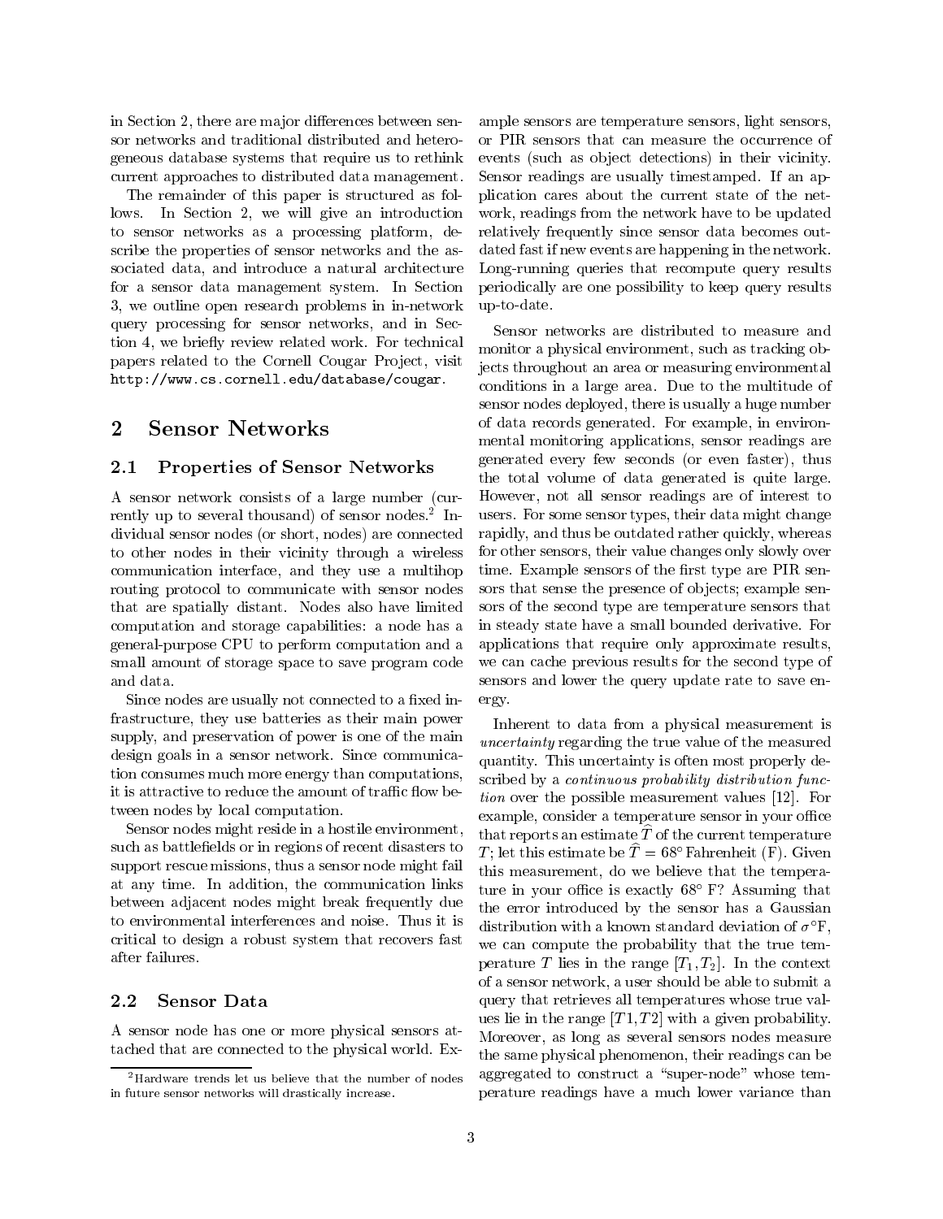in Section 2, there are major differences between sensor networks and traditional distributed and heterogeneous database systems that require us to rethink current approaches to distributed data management.

The remainder of this paper is structured as follows. In Section 2, we will give an introduction to sensor networks as a processing platform, describe the properties of sensor networks and the associated data, and introduce a natural architecture for a sensor data management system. In Section 3, we outline open research problems in in-network query processing for sensor networks, and in Section 4, we briefly review related work. For technical papers related to the Cornell Cougar Project, visit http://www.cs.cornell.edu/database/cougar.

## 2 Sensor Networks

### 2.1 Properties of Sensor Networks

A sensor network consists of a large number (currently up to several thousand) of sensor nodes.[2] Individual sensor nodes (or short, nodes) are connected to other nodes in their vicinity through a wireless communication interface, and they use a multihop routing protocol to communicate with sensor nodes that are spatially distant. Nodes also have limited computation and storage capabilities: a node has a general-purpose CPU to perform computation and a small amount of storage space to save program code and data.

Since nodes are usually not connected to a fixed infrastructure, they use batteries as their main power supply, and preservation of power is one of the main design goals in a sensor network. Since communication consumes much more energy than computations, it is attractive to reduce the amount of traffic flow between nodes by local computation.

Sensor nodes might reside in a hostile environment, such as battlefields or in regions of recent disasters to support rescue missions, thus a sensor node might fail at any time. In addition, the communication links between adjacent nodes might break frequently due to environmental interferences and noise. Thus it is critical to design a robust system that recovers fast after failures.

### 2.2 Sensor Data

A sensor node has one or more physical sensors attached that are connected to the physical world. Example sensors are temperature sensors, light sensors, or PIR sensors that can measure the occurrence of events (such as object detections) in their vicinity. Sensor readings are usually timestamped. If an application cares about the current state of the network, readings from the network have to be updated relatively frequently since sensor data becomes outdated fast if new events are happening in the network. Long-running queries that recompute query results periodically are one possibility to keep query results up-to-date.

Sensor networks are distributed to measure and monitor a physical environment, such as tracking objects throughout an area or measuring environmental conditions in a large area. Due to the multitude of sensor nodes deployed, there is usually a huge number of data records generated. For example, in environmental monitoring applications, sensor readings are generated every few seconds (or even faster), thus the total volume of data generated is quite large. However, not all sensor readings are of interest to users. For some sensor types, their data might change rapidly, and thus be outdated rather quickly, whereas for other sensors, their value changes only slowly over time. Example sensors of the first type are PIR sensors that sense the presence of objects; example sensors of the second type are temperature sensors that in steady state have a small bounded derivative. For applications that require only approximate results, we can cache previous results for the second type of sensors and lower the query update rate to save energy.

Inherent to data from a physical measurement is *uncertainty* regarding the true value of the measured quantity. This uncertainty is often most properly described by a *continuous probability distribution function* over the possible measurement values [12]. For example, consider a temperature sensor in your office that reports an estimate $\widehat{T}$ of the current temperature $T$; let this estimate be $\widehat{T} = 68°$ Fahrenheit (F). Given this measurement, do we believe that the temperature in your office is exactly 68° F? Assuming that the error introduced by the sensor has a Gaussian distribution with a known standard deviation of $\sigma$°F, we can compute the probability that the true temperature $T$ lies in the range $[T_1, T_2]$. In the context of a sensor network, a user should be able to submit a query that retrieves all temperatures whose true values lie in the range $[T1, T2]$ with a given probability. Moreover, as long as several sensors nodes measure the same physical phenomenon, their readings can be aggregated to construct a "super-node" whose temperature readings have a much lower variance than

[2] Hardware trends let us believe that the number of nodes in future sensor networks will drastically increase.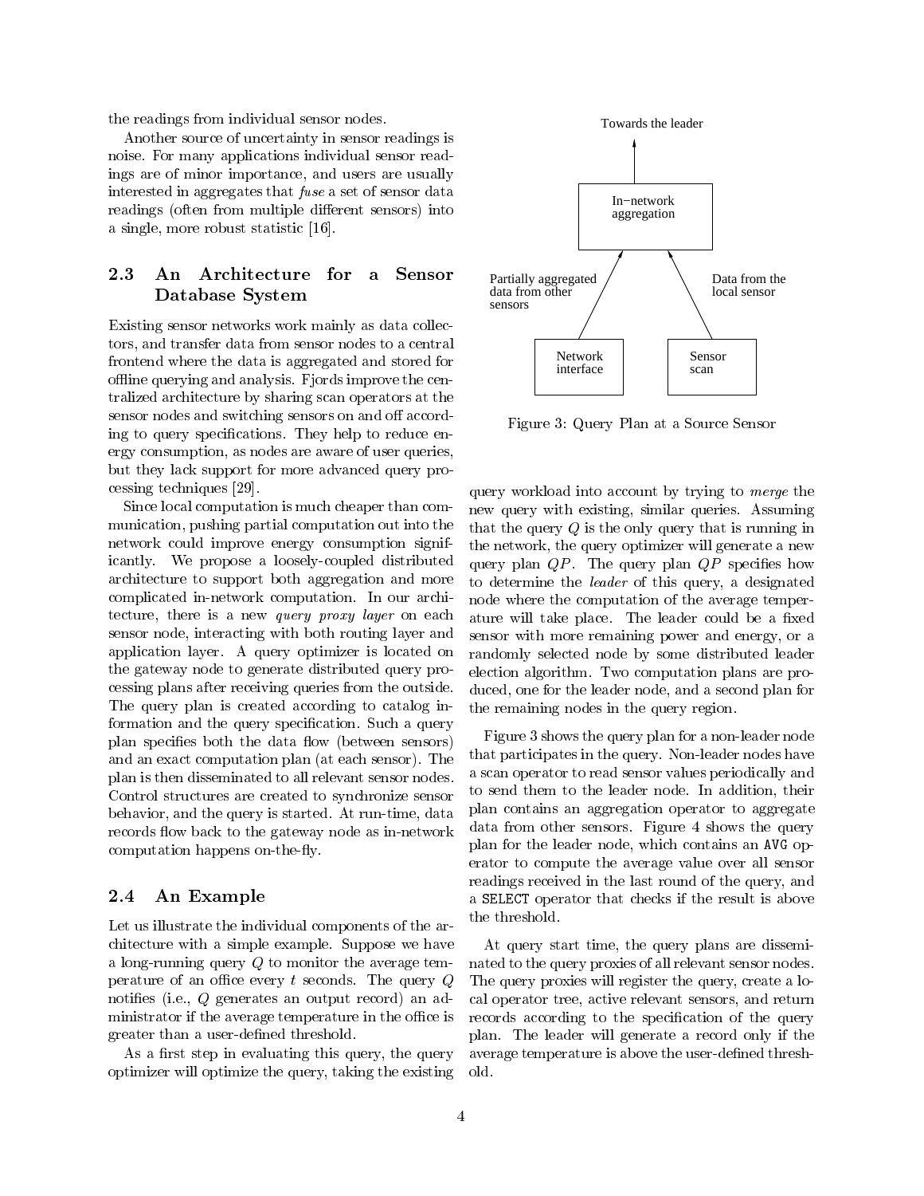the readings from individual sensor nodes.

Another source of uncertainty in sensor readings is noise. For many applications individual sensor readings are of minor importance, and users are usually interested in aggregates that *fuse* a set of sensor data readings (often from multiple different sensors) into a single, more robust statistic [16].

## 2.3 An Architecture for a Sensor Database System

Existing sensor networks work mainly as data collectors, and transfer data from sensor nodes to a central frontend where the data is aggregated and stored for offline querying and analysis. Fjords improve the centralized architecture by sharing scan operators at the sensor nodes and switching sensors on and off according to query specifications. They help to reduce energy consumption, as nodes are aware of user queries, but they lack support for more advanced query processing techniques [29].

Since local computation is much cheaper than communication, pushing partial computation out into the network could improve energy consumption significantly. We propose a loosely-coupled distributed architecture to support both aggregation and more complicated in-network computation. In our architecture, there is a new *query proxy layer* on each sensor node, interacting with both routing layer and application layer. A query optimizer is located on the gateway node to generate distributed query processing plans after receiving queries from the outside. The query plan is created according to catalog information and the query specification. Such a query plan specifies both the data flow (between sensors) and an exact computation plan (at each sensor). The plan is then disseminated to all relevant sensor nodes. Control structures are created to synchronize sensor behavior, and the query is started. At run-time, data records flow back to the gateway node as in-network computation happens on-the-fly.

## 2.4 An Example

Let us illustrate the individual components of the architecture with a simple example. Suppose we have a long-running query $Q$ to monitor the average temperature of an office every $t$ seconds. The query $Q$ notifies (i.e., $Q$ generates an output record) an administrator if the average temperature in the office is greater than a user-defined threshold.

As a first step in evaluating this query, the query optimizer will optimize the query, taking the existing query workload into account by trying to *merge* the new query with existing, similar queries. Assuming that the query $Q$ is the only query that is running in the network, the query optimizer will generate a new query plan $QP$. The query plan $QP$ specifies how to determine the *leader* of this query, a designated node where the computation of the average temperature will take place. The leader could be a fixed sensor with more remaining power and energy, or a randomly selected node by some distributed leader election algorithm. Two computation plans are produced, one for the leader node, and a second plan for the remaining nodes in the query region.

Towards the leader

In−network aggregation

Partially aggregated data from other sensors

Data from the local sensor

Network interface

Sensor scan

Figure 3: Query Plan at a Source Sensor

Figure 3 shows the query plan for a non-leader node that participates in the query. Non-leader nodes have a scan operator to read sensor values periodically and to send them to the leader node. In addition, their plan contains an aggregation operator to aggregate data from other sensors. Figure 4 shows the query plan for the leader node, which contains an `AVG` operator to compute the average value over all sensor readings received in the last round of the query, and a `SELECT` operator that checks if the result is above the threshold.

At query start time, the query plans are disseminated to the query proxies of all relevant sensor nodes. The query proxies will register the query, create a local operator tree, active relevant sensors, and return records according to the specification of the query plan. The leader will generate a record only if the average temperature is above the user-defined threshold.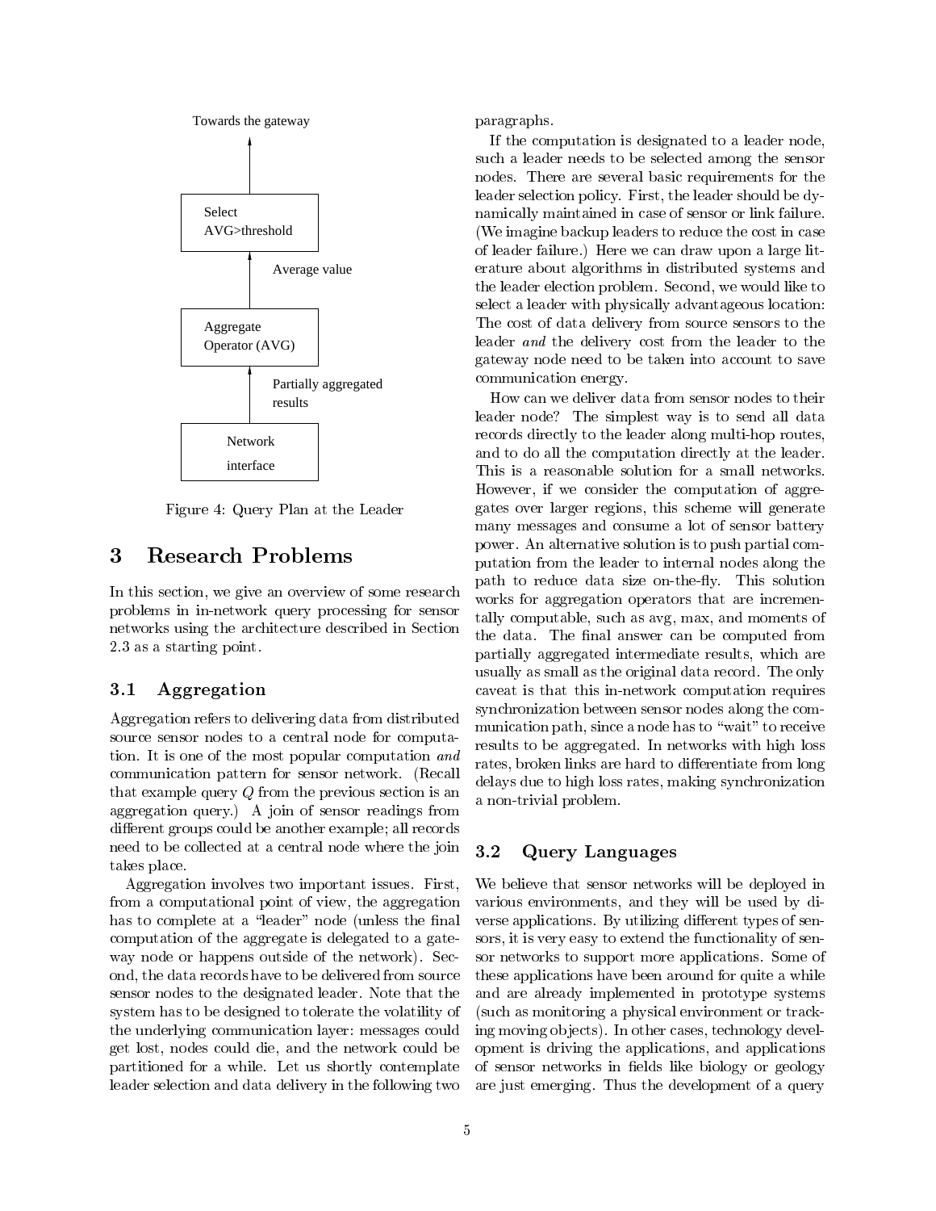Towards the gateway

Select AVG>threshold

Average value

Aggregate Operator (AVG)

Partially aggregated results

Network interface

Figure 4: Query Plan at the Leader

# 3 Research Problems

In this section, we give an overview of some research problems in in-network query processing for sensor networks using the architecture described in Section 2.3 as a starting point.

## 3.1 Aggregation

Aggregation refers to delivering data from distributed source sensor nodes to a central node for computation. It is one of the most popular computation *and* communication pattern for sensor network. (Recall that example query $Q$ from the previous section is an aggregation query.) A join of sensor readings from different groups could be another example; all records need to be collected at a central node where the join takes place.

Aggregation involves two important issues. First, from a computational point of view, the aggregation has to complete at a "leader" node (unless the final computation of the aggregate is delegated to a gateway node or happens outside of the network). Second, the data records have to be delivered from source sensor nodes to the designated leader. Note that the system has to be designed to tolerate the volatility of the underlying communication layer: messages could get lost, nodes could die, and the network could be partitioned for a while. Let us shortly contemplate leader selection and data delivery in the following two paragraphs.

If the computation is designated to a leader node, such a leader needs to be selected among the sensor nodes. There are several basic requirements for the leader selection policy. First, the leader should be dynamically maintained in case of sensor or link failure. (We imagine backup leaders to reduce the cost in case of leader failure.) Here we can draw upon a large literature about algorithms in distributed systems and the leader election problem. Second, we would like to select a leader with physically advantageous location: The cost of data delivery from source sensors to the leader *and* the delivery cost from the leader to the gateway node need to be taken into account to save communication energy.

How can we deliver data from sensor nodes to their leader node? The simplest way is to send all data records directly to the leader along multi-hop routes, and to do all the computation directly at the leader. This is a reasonable solution for a small networks. However, if we consider the computation of aggregates over larger regions, this scheme will generate many messages and consume a lot of sensor battery power. An alternative solution is to push partial computation from the leader to internal nodes along the path to reduce data size on-the-fly. This solution works for aggregation operators that are incrementally computable, such as avg, max, and moments of the data. The final answer can be computed from partially aggregated intermediate results, which are usually as small as the original data record. The only caveat is that this in-network computation requires synchronization between sensor nodes along the communication path, since a node has to "wait" to receive results to be aggregated. In networks with high loss rates, broken links are hard to differentiate from long delays due to high loss rates, making synchronization a non-trivial problem.

## 3.2 Query Languages

We believe that sensor networks will be deployed in various environments, and they will be used by diverse applications. By utilizing different types of sensors, it is very easy to extend the functionality of sensor networks to support more applications. Some of these applications have been around for quite a while and are already implemented in prototype systems (such as monitoring a physical environment or tracking moving objects). In other cases, technology development is driving the applications, and applications of sensor networks in fields like biology or geology are just emerging. Thus the development of a query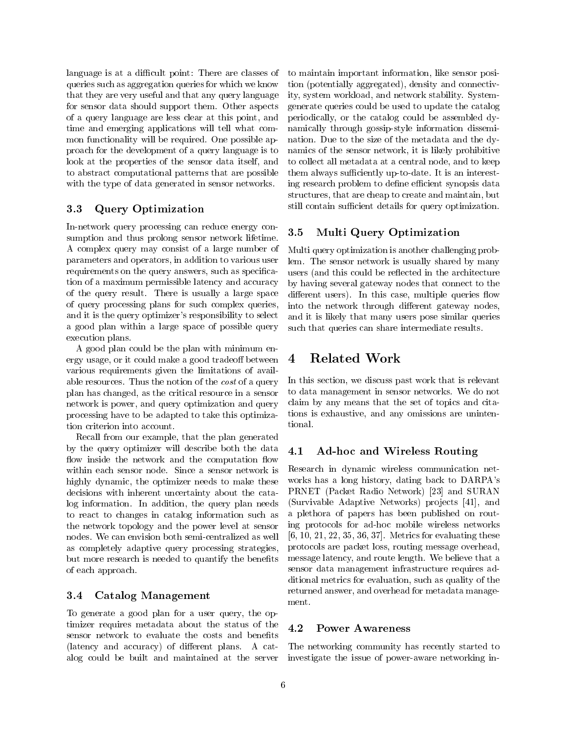language is at a difficult point: There are classes of queries such as aggregation queries for which we know that they are very useful and that any query language for sensor data should support them. Other aspects of a query language are less clear at this point, and time and emerging applications will tell what common functionality will be required. One possible approach for the development of a query language is to look at the properties of the sensor data itself, and to abstract computational patterns that are possible with the type of data generated in sensor networks.

### 3.3 Query Optimization

In-network query processing can reduce energy consumption and thus prolong sensor network lifetime. A complex query may consist of a large number of parameters and operators, in addition to various user requirements on the query answers, such as specification of a maximum permissible latency and accuracy of the query result. There is usually a large space of query processing plans for such complex queries, and it is the query optimizer's responsibility to select a good plan within a large space of possible query execution plans.

A good plan could be the plan with minimum energy usage, or it could make a good tradeoff between various requirements given the limitations of available resources. Thus the notion of the *cost* of a query plan has changed, as the critical resource in a sensor network is power, and query optimization and query processing have to be adapted to take this optimization criterion into account.

Recall from our example, that the plan generated by the query optimizer will describe both the data flow inside the network and the computation flow within each sensor node. Since a sensor network is highly dynamic, the optimizer needs to make these decisions with inherent uncertainty about the catalog information. In addition, the query plan needs to react to changes in catalog information such as the network topology and the power level at sensor nodes. We can envision both semi-centralized as well as completely adaptive query processing strategies, but more research is needed to quantify the benefits of each approach.

### 3.4 Catalog Management

To generate a good plan for a user query, the optimizer requires metadata about the status of the sensor network to evaluate the costs and benefits (latency and accuracy) of different plans. A catalog could be built and maintained at the server to maintain important information, like sensor position (potentially aggregated), density and connectivity, system workload, and network stability. System-generate queries could be used to update the catalog periodically, or the catalog could be assembled dynamically through gossip-style information dissemination. Due to the size of the metadata and the dynamics of the sensor network, it is likely prohibitive to collect all metadata at a central node, and to keep them always sufficiently up-to-date. It is an interesting research problem to define efficient synopsis data structures, that are cheap to create and maintain, but still contain sufficient details for query optimization.

### 3.5 Multi Query Optimization

Multi query optimization is another challenging problem. The sensor network is usually shared by many users (and this could be reflected in the architecture by having several gateway nodes that connect to the different users). In this case, multiple queries flow into the network through different gateway nodes, and it is likely that many users pose similar queries such that queries can share intermediate results.

## 4 Related Work

In this section, we discuss past work that is relevant to data management in sensor networks. We do not claim by any means that the set of topics and citations is exhaustive, and any omissions are unintentional.

### 4.1 Ad-hoc and Wireless Routing

Research in dynamic wireless communication networks has a long history, dating back to DARPA's PRNET (Packet Radio Network) [23] and SURAN (Survivable Adaptive Networks) projects [41], and a plethora of papers has been published on routing protocols for ad-hoc mobile wireless networks [6, 10, 21, 22, 35, 36, 37]. Metrics for evaluating these protocols are packet loss, routing message overhead, message latency, and route length. We believe that a sensor data management infrastructure requires additional metrics for evaluation, such as quality of the returned answer, and overhead for metadata management.

### 4.2 Power Awareness

The networking community has recently started to investigate the issue of power-aware networking in-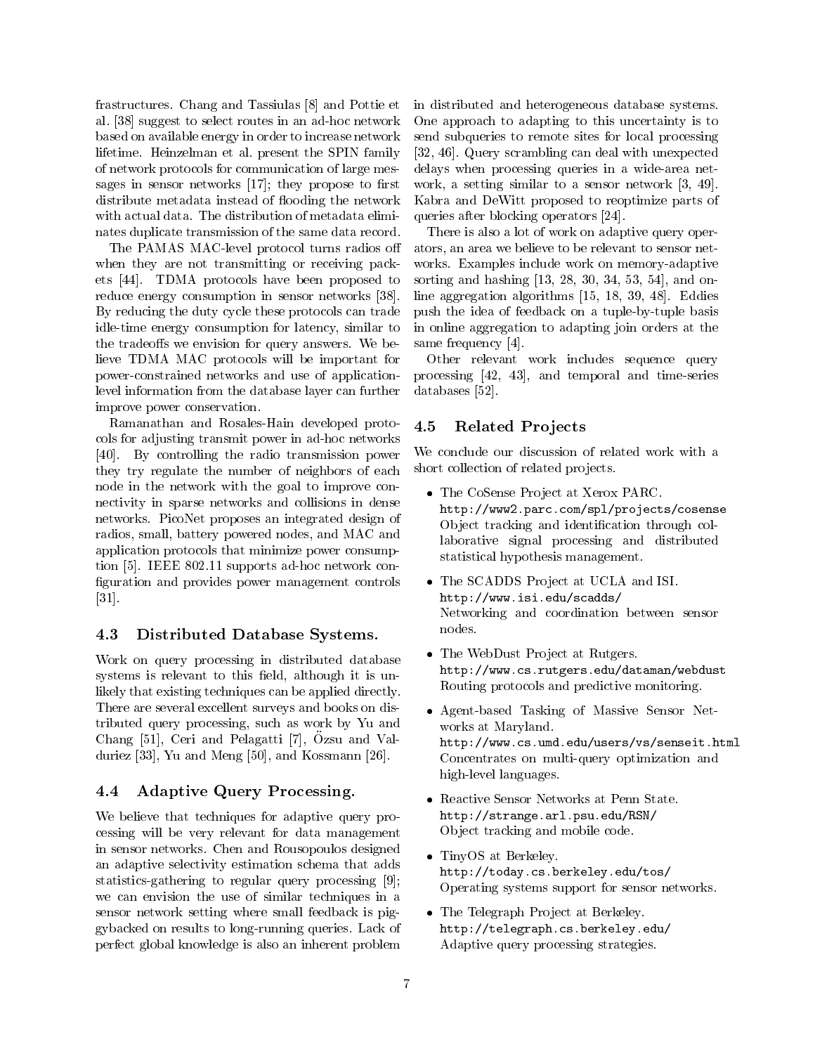frastructures. Chang and Tassiulas [8] and Pottie et al. [38] suggest to select routes in an ad-hoc network based on available energy in order to increase network lifetime. Heinzelman et al. present the SPIN family of network protocols for communication of large messages in sensor networks [17]; they propose to first distribute metadata instead of flooding the network with actual data. The distribution of metadata eliminates duplicate transmission of the same data record.

The PAMAS MAC-level protocol turns radios off when they are not transmitting or receiving packets [44]. TDMA protocols have been proposed to reduce energy consumption in sensor networks [38]. By reducing the duty cycle these protocols can trade idle-time energy consumption for latency, similar to the tradeoffs we envision for query answers. We believe TDMA MAC protocols will be important for power-constrained networks and use of application-level information from the database layer can further improve power conservation.

Ramanathan and Rosales-Hain developed protocols for adjusting transmit power in ad-hoc networks [40]. By controlling the radio transmission power they try regulate the number of neighbors of each node in the network with the goal to improve connectivity in sparse networks and collisions in dense networks. PicoNet proposes an integrated design of radios, small, battery powered nodes, and MAC and application protocols that minimize power consumption [5]. IEEE 802.11 supports ad-hoc network configuration and provides power management controls [31].

### 4.3 Distributed Database Systems.

Work on query processing in distributed database systems is relevant to this field, although it is unlikely that existing techniques can be applied directly. There are several excellent surveys and books on distributed query processing, such as work by Yu and Chang [51], Ceri and Pelagatti [7], Özsu and Valduriez [33], Yu and Meng [50], and Kossmann [26].

### 4.4 Adaptive Query Processing.

We believe that techniques for adaptive query processing will be very relevant for data management in sensor networks. Chen and Rousopoulos designed an adaptive selectivity estimation schema that adds statistics-gathering to regular query processing [9]; we can envision the use of similar techniques in a sensor network setting where small feedback is piggybacked on results to long-running queries. Lack of perfect global knowledge is also an inherent problem in distributed and heterogeneous database systems. One approach to adapting to this uncertainty is to send subqueries to remote sites for local processing [32, 46]. Query scrambling can deal with unexpected delays when processing queries in a wide-area network, a setting similar to a sensor network [3, 49]. Kabra and DeWitt proposed to reoptimize parts of queries after blocking operators [24].

There is also a lot of work on adaptive query operators, an area we believe to be relevant to sensor networks. Examples include work on memory-adaptive sorting and hashing [13, 28, 30, 34, 53, 54], and online aggregation algorithms [15, 18, 39, 48]. Eddies push the idea of feedback on a tuple-by-tuple basis in online aggregation to adapting join orders at the same frequency [4].

Other relevant work includes sequence query processing [42, 43], and temporal and time-series databases [52].

### 4.5 Related Projects

We conclude our discussion of related work with a short collection of related projects.

- The CoSense Project at Xerox PARC.
  `http://www2.parc.com/spl/projects/cosense`
  Object tracking and identification through collaborative signal processing and distributed statistical hypothesis management.
- The SCADDS Project at UCLA and ISI.
  `http://www.isi.edu/scadds/`
  Networking and coordination between sensor nodes.
- The WebDust Project at Rutgers.
  `http://www.cs.rutgers.edu/dataman/webdust`
  Routing protocols and predictive monitoring.
- Agent-based Tasking of Massive Sensor Networks at Maryland.
  `http://www.cs.umd.edu/users/vs/senseit.html`
  Concentrates on multi-query optimization and high-level languages.
- Reactive Sensor Networks at Penn State.
  `http://strange.arl.psu.edu/RSN/`
  Object tracking and mobile code.
- TinyOS at Berkeley.
  `http://today.cs.berkeley.edu/tos/`
  Operating systems support for sensor networks.
- The Telegraph Project at Berkeley.
  `http://telegraph.cs.berkeley.edu/`
  Adaptive query processing strategies.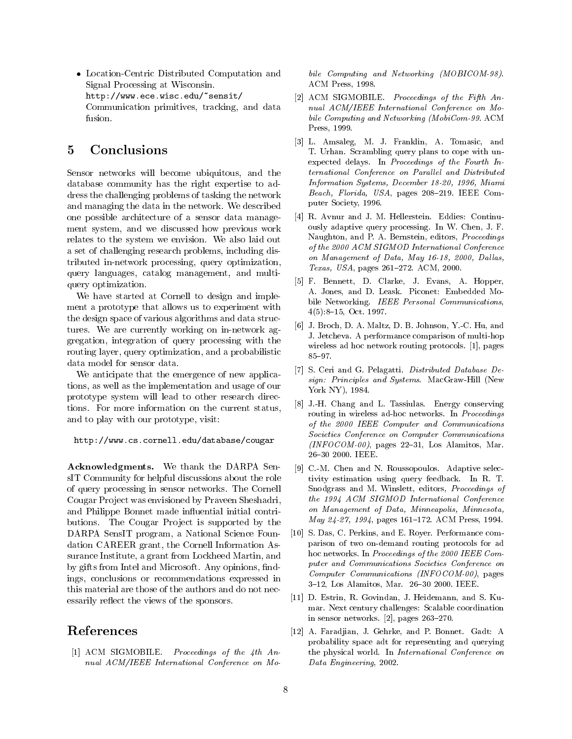- Location-Centric Distributed Computation and Signal Processing at Wisconsin.
  http://www.ece.wisc.edu/~sensit/
  Communication primitives, tracking, and data fusion.

## 5 Conclusions

Sensor networks will become ubiquitous, and the database community has the right expertise to address the challenging problems of tasking the network and managing the data in the network. We described one possible architecture of a sensor data management system, and we discussed how previous work relates to the system we envision. We also laid out a set of challenging research problems, including distributed in-network processing, query optimization, query languages, catalog management, and multi-query optimization.

We have started at Cornell to design and implement a prototype that allows us to experiment with the design space of various algorithms and data structures. We are currently working on in-network aggregation, integration of query processing with the routing layer, query optimization, and a probabilistic data model for sensor data.

We anticipate that the emergence of new applications, as well as the implementation and usage of our prototype system will lead to other research directions. For more information on the current status, and to play with our prototype, visit:

```
http://www.cs.cornell.edu/database/cougar
```

**Acknowledgments.** We thank the DARPA SensIT Community for helpful discussions about the role of query processing in sensor networks. The Cornell Cougar Project was envisioned by Praveen Sheshadri, and Philippe Bonnet made influential initial contributions. The Cougar Project is supported by the DARPA SensIT program, a National Science Foundation CAREER grant, the Cornell Information Assurance Institute, a grant from Lockheed Martin, and by gifts from Intel and Microsoft. Any opinions, findings, conclusions or recommendations expressed in this material are those of the authors and do not necessarily reflect the views of the sponsors.

## References

[1] ACM SIGMOBILE. *Proceedings of the 4th Annual ACM/IEEE International Conference on Mobile Computing and Networking (MOBICOM-98)*. ACM Press, 1998.

[2] ACM SIGMOBILE. *Proceedings of the Fifth Annual ACM/IEEE International Conference on Mobile Computing and Networking (MobiCom-99*. ACM Press, 1999.

[3] L. Amsaleg, M. J. Franklin, A. Tomasic, and T. Urhan. Scrambling query plans to cope with unexpected delays. In *Proceedings of the Fourth International Conference on Parallel and Distributed Information Systems, December 18-20, 1996, Miami Beach, Florida, USA*, pages 208–219. IEEE Computer Society, 1996.

[4] R. Avnur and J. M. Hellerstein. Eddies: Continuously adaptive query processing. In W. Chen, J. F. Naughton, and P. A. Bernstein, editors, *Proceedings of the 2000 ACM SIGMOD International Conference on Management of Data, May 16-18, 2000, Dallas, Texas, USA*, pages 261–272. ACM, 2000.

[5] F. Bennett, D. Clarke, J. Evans, A. Hopper, A. Jones, and D. Leask. Piconet: Embedded Mobile Networking. *IEEE Personal Communications*, 4(5):8–15, Oct. 1997.

[6] J. Broch, D. A. Maltz, D. B. Johnson, Y.-C. Hu, and J. Jetcheva. A performance comparison of multi-hop wireless ad hoc network routing protocols. [1], pages 85–97.

[7] S. Ceri and G. Pelagatti. *Distributed Database Design: Principles and Systems*. MacGraw-Hill (New York NY), 1984.

[8] J.-H. Chang and L. Tassiulas. Energy conserving routing in wireless ad-hoc networks. In *Proceedings of the 2000 IEEE Computer and Communications Societies Conference on Computer Communications (INFOCOM-00)*, pages 22–31, Los Alamitos, Mar. 26–30 2000. IEEE.

[9] C.-M. Chen and N. Roussopoulos. Adaptive selectivity estimation using query feedback. In R. T. Snodgrass and M. Winslett, editors, *Proceedings of the 1994 ACM SIGMOD International Conference on Management of Data, Minneapolis, Minnesota, May 24-27, 1994*, pages 161–172. ACM Press, 1994.

[10] S. Das, C. Perkins, and E. Royer. Performance comparison of two on-demand routing protocols for ad hoc networks. In *Proceedings of the 2000 IEEE Computer and Communications Societies Conference on Computer Communications (INFOCOM-00)*, pages 3–12, Los Alamitos, Mar. 26–30 2000. IEEE.

[11] D. Estrin, R. Govindan, J. Heidemann, and S. Kumar. Next century challenges: Scalable coordination in sensor networks. [2], pages 263–270.

[12] A. Faradjian, J. Gehrke, and P. Bonnet. Gadt: A probability space adt for representing and querying the physical world. In *International Conference on Data Engineering*, 2002.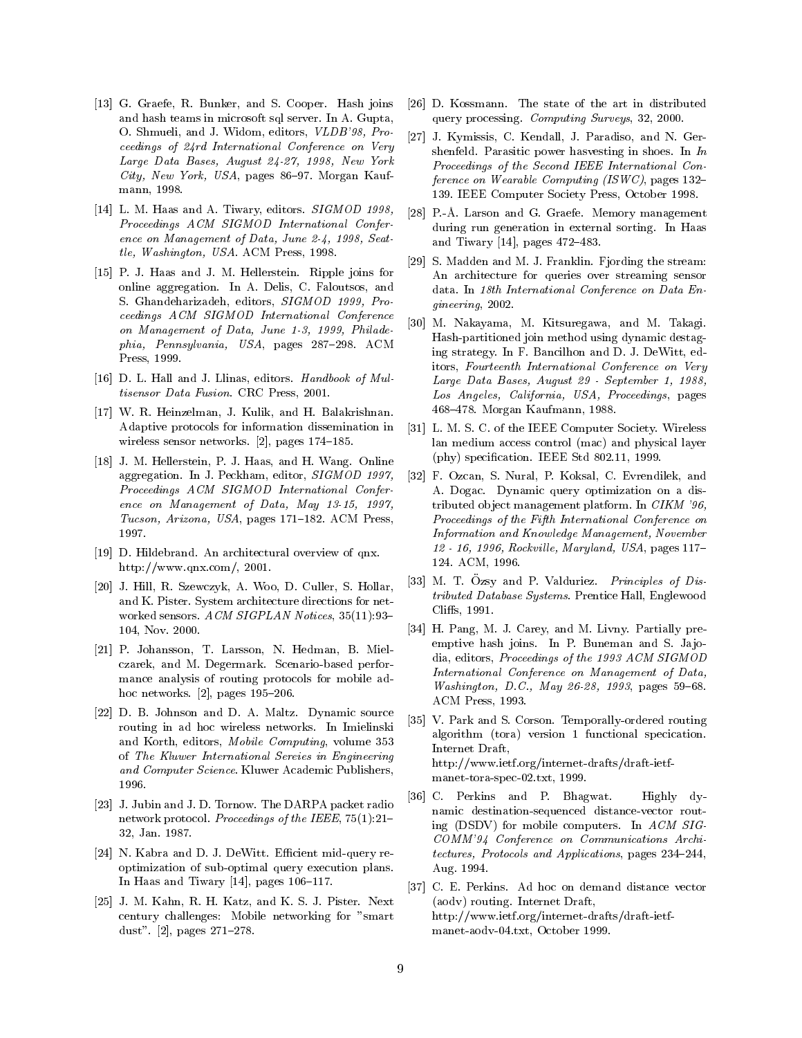[13] G. Graefe, R. Bunker, and S. Cooper. Hash joins and hash teams in microsoft sql server. In A. Gupta, O. Shmueli, and J. Widom, editors, *VLDB'98, Proceedings of 24rd International Conference on Very Large Data Bases, August 24-27, 1998, New York City, New York, USA*, pages 86–97. Morgan Kaufmann, 1998.

[14] L. M. Haas and A. Tiwary, editors. *SIGMOD 1998, Proceedings ACM SIGMOD International Conference on Management of Data, June 2-4, 1998, Seattle, Washington, USA*. ACM Press, 1998.

[15] P. J. Haas and J. M. Hellerstein. Ripple joins for online aggregation. In A. Delis, C. Faloutsos, and S. Ghandeharizadeh, editors, *SIGMOD 1999, Proceedings ACM SIGMOD International Conference on Management of Data, June 1-3, 1999, Philadephia, Pennsylvania, USA*, pages 287–298. ACM Press, 1999.

[16] D. L. Hall and J. Llinas, editors. *Handbook of Multisensor Data Fusion*. CRC Press, 2001.

[17] W. R. Heinzelman, J. Kulik, and H. Balakrishnan. Adaptive protocols for information dissemination in wireless sensor networks. [2], pages 174–185.

[18] J. M. Hellerstein, P. J. Haas, and H. Wang. Online aggregation. In J. Peckham, editor, *SIGMOD 1997, Proceedings ACM SIGMOD International Conference on Management of Data, May 13-15, 1997, Tucson, Arizona, USA*, pages 171–182. ACM Press, 1997.

[19] D. Hildebrand. An architectural overview of qnx. http://www.qnx.com/, 2001.

[20] J. Hill, R. Szewczyk, A. Woo, D. Culler, S. Hollar, and K. Pister. System architecture directions for networked sensors. *ACM SIGPLAN Notices*, 35(11):93–104, Nov. 2000.

[21] P. Johansson, T. Larsson, N. Hedman, B. Mielczarek, and M. Degermark. Scenario-based performance analysis of routing protocols for mobile adhoc networks. [2], pages 195–206.

[22] D. B. Johnson and D. A. Maltz. Dynamic source routing in ad hoc wireless networks. In Imielinski and Korth, editors, *Mobile Computing*, volume 353 of *The Kluwer International Sereies in Engineering and Computer Science*. Kluwer Academic Publishers, 1996.

[23] J. Jubin and J. D. Tornow. The DARPA packet radio network protocol. *Proceedings of the IEEE*, 75(1):21–32, Jan. 1987.

[24] N. Kabra and D. J. DeWitt. Efficient mid-query reoptimization of sub-optimal query execution plans. In Haas and Tiwary [14], pages 106–117.

[25] J. M. Kahn, R. H. Katz, and K. S. J. Pister. Next century challenges: Mobile networking for "smart dust". [2], pages 271–278.

[26] D. Kossmann. The state of the art in distributed query processing. *Computing Surveys*, 32, 2000.

[27] J. Kymissis, C. Kendall, J. Paradiso, and N. Gershenfeld. Parasitic power hasvesting in shoes. In *In Proceedings of the Second IEEE International Conference on Wearable Computing (ISWC)*, pages 132–139. IEEE Computer Society Press, October 1998.

[28] P.-Å. Larson and G. Graefe. Memory management during run generation in external sorting. In Haas and Tiwary [14], pages 472–483.

[29] S. Madden and M. J. Franklin. Fjording the stream: An architecture for queries over streaming sensor data. In *18th International Conference on Data Engineering*, 2002.

[30] M. Nakayama, M. Kitsuregawa, and M. Takagi. Hash-partitioned join method using dynamic destaging strategy. In F. Bancilhon and D. J. DeWitt, editors, *Fourteenth International Conference on Very Large Data Bases, August 29 - September 1, 1988, Los Angeles, California, USA, Proceedings*, pages 468–478. Morgan Kaufmann, 1988.

[31] L. M. S. C. of the IEEE Computer Society. Wireless lan medium access control (mac) and physical layer (phy) specification. IEEE Std 802.11, 1999.

[32] F. Ozcan, S. Nural, P. Koksal, C. Evrendilek, and A. Dogac. Dynamic query optimization on a distributed object management platform. In *CIKM '96, Proceedings of the Fifth International Conference on Information and Knowledge Management, November 12 - 16, 1996, Rockville, Maryland, USA*, pages 117–124. ACM, 1996.

[33] M. T. Özsy and P. Valduriez. *Principles of Distributed Database Systems*. Prentice Hall, Englewood Cliffs, 1991.

[34] H. Pang, M. J. Carey, and M. Livny. Partially preemptive hash joins. In P. Buneman and S. Jajodia, editors, *Proceedings of the 1993 ACM SIGMOD International Conference on Management of Data, Washington, D.C., May 26-28, 1993*, pages 59–68. ACM Press, 1993.

[35] V. Park and S. Corson. Temporally-ordered routing algorithm (tora) version 1 functional specication. Internet Draft, http://www.ietf.org/internet-drafts/draft-ietf-manet-tora-spec-02.txt, 1999.

[36] C. Perkins and P. Bhagwat. Highly dynamic destination-sequenced distance-vector routing (DSDV) for mobile computers. In *ACM SIGCOMM'94 Conference on Communications Architectures, Protocols and Applications*, pages 234–244, Aug. 1994.

[37] C. E. Perkins. Ad hoc on demand distance vector (aodv) routing. Internet Draft, http://www.ietf.org/internet-drafts/draft-ietf-manet-aodv-04.txt, October 1999.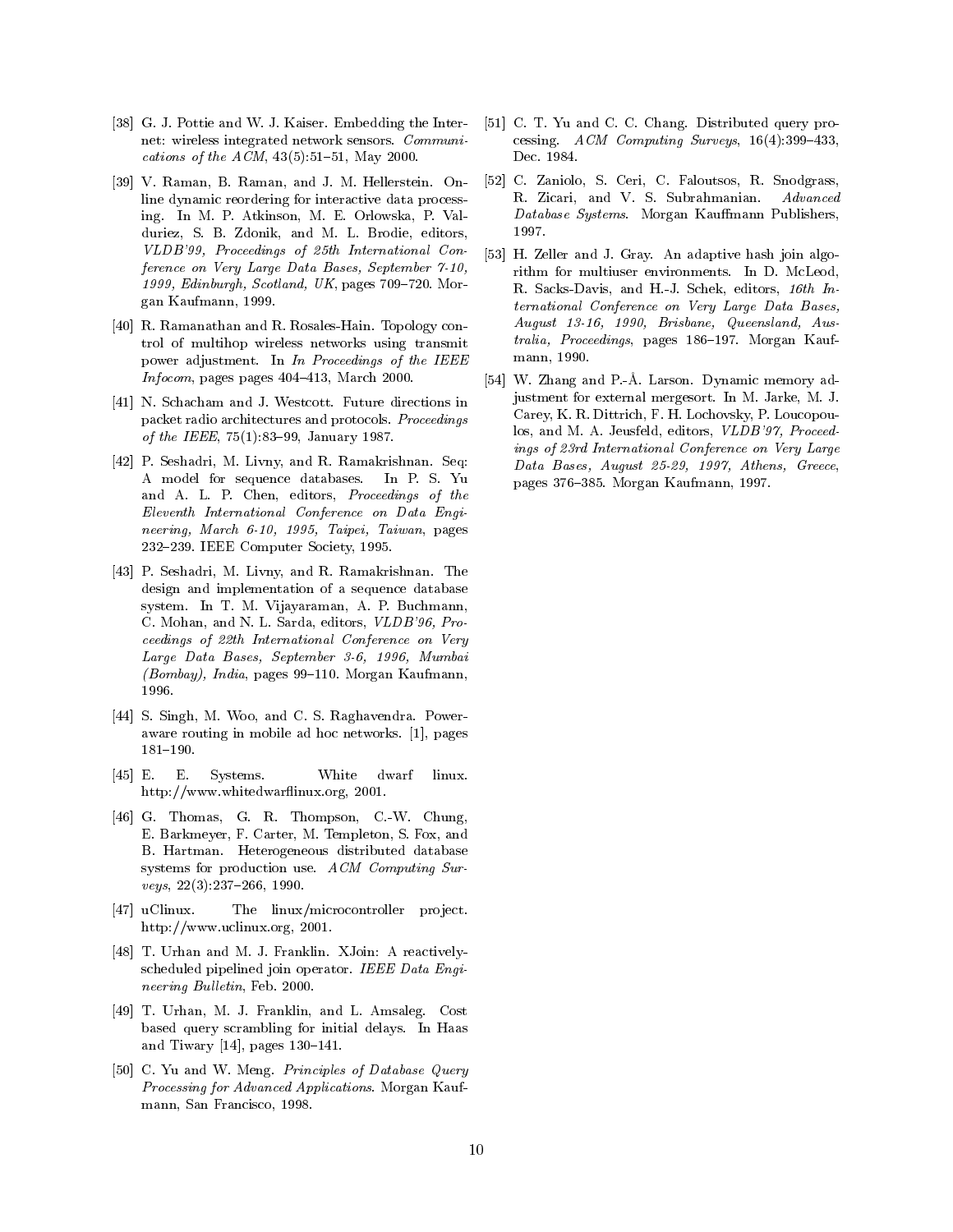[38] G. J. Pottie and W. J. Kaiser. Embedding the Internet: wireless integrated network sensors. *Communications of the ACM*, 43(5):51–51, May 2000.

[39] V. Raman, B. Raman, and J. M. Hellerstein. Online dynamic reordering for interactive data processing. In M. P. Atkinson, M. E. Orlowska, P. Valduriez, S. B. Zdonik, and M. L. Brodie, editors, *VLDB'99, Proceedings of 25th International Conference on Very Large Data Bases, September 7-10, 1999, Edinburgh, Scotland, UK*, pages 709–720. Morgan Kaufmann, 1999.

[40] R. Ramanathan and R. Rosales-Hain. Topology control of multihop wireless networks using transmit power adjustment. In *In Proceedings of the IEEE Infocom*, pages pages 404–413, March 2000.

[41] N. Schacham and J. Westcott. Future directions in packet radio architectures and protocols. *Proceedings of the IEEE*, 75(1):83–99, January 1987.

[42] P. Seshadri, M. Livny, and R. Ramakrishnan. Seq: A model for sequence databases. In P. S. Yu and A. L. P. Chen, editors, *Proceedings of the Eleventh International Conference on Data Engineering, March 6-10, 1995, Taipei, Taiwan*, pages 232–239. IEEE Computer Society, 1995.

[43] P. Seshadri, M. Livny, and R. Ramakrishnan. The design and implementation of a sequence database system. In T. M. Vijayaraman, A. P. Buchmann, C. Mohan, and N. L. Sarda, editors, *VLDB'96, Proceedings of 22th International Conference on Very Large Data Bases, September 3-6, 1996, Mumbai (Bombay), India*, pages 99–110. Morgan Kaufmann, 1996.

[44] S. Singh, M. Woo, and C. S. Raghavendra. Power-aware routing in mobile ad hoc networks. [1], pages 181–190.

[45] E. E. Systems. White dwarf linux. http://www.whitedwarflinux.org, 2001.

[46] G. Thomas, G. R. Thompson, C.-W. Chung, E. Barkmeyer, F. Carter, M. Templeton, S. Fox, and B. Hartman. Heterogeneous distributed database systems for production use. *ACM Computing Surveys*, 22(3):237–266, 1990.

[47] uClinux. The linux/microcontroller project. http://www.uclinux.org, 2001.

[48] T. Urhan and M. J. Franklin. XJoin: A reactively-scheduled pipelined join operator. *IEEE Data Engineering Bulletin*, Feb. 2000.

[49] T. Urhan, M. J. Franklin, and L. Amsaleg. Cost based query scrambling for initial delays. In Haas and Tiwary [14], pages 130–141.

[50] C. Yu and W. Meng. *Principles of Database Query Processing for Advanced Applications*. Morgan Kaufmann, San Francisco, 1998.

[51] C. T. Yu and C. C. Chang. Distributed query processing. *ACM Computing Surveys*, 16(4):399–433, Dec. 1984.

[52] C. Zaniolo, S. Ceri, C. Faloutsos, R. Snodgrass, R. Zicari, and V. S. Subrahmanian. *Advanced Database Systems*. Morgan Kauffmann Publishers, 1997.

[53] H. Zeller and J. Gray. An adaptive hash join algorithm for multiuser environments. In D. McLeod, R. Sacks-Davis, and H.-J. Schek, editors, *16th International Conference on Very Large Data Bases, August 13-16, 1990, Brisbane, Queensland, Australia, Proceedings*, pages 186–197. Morgan Kaufmann, 1990.

[54] W. Zhang and P.-Å. Larson. Dynamic memory adjustment for external mergesort. In M. Jarke, M. J. Carey, K. R. Dittrich, F. H. Lochovsky, P. Loucopoulos, and M. A. Jeusfeld, editors, *VLDB'97, Proceedings of 23rd International Conference on Very Large Data Bases, August 25-29, 1997, Athens, Greece*, pages 376–385. Morgan Kaufmann, 1997.